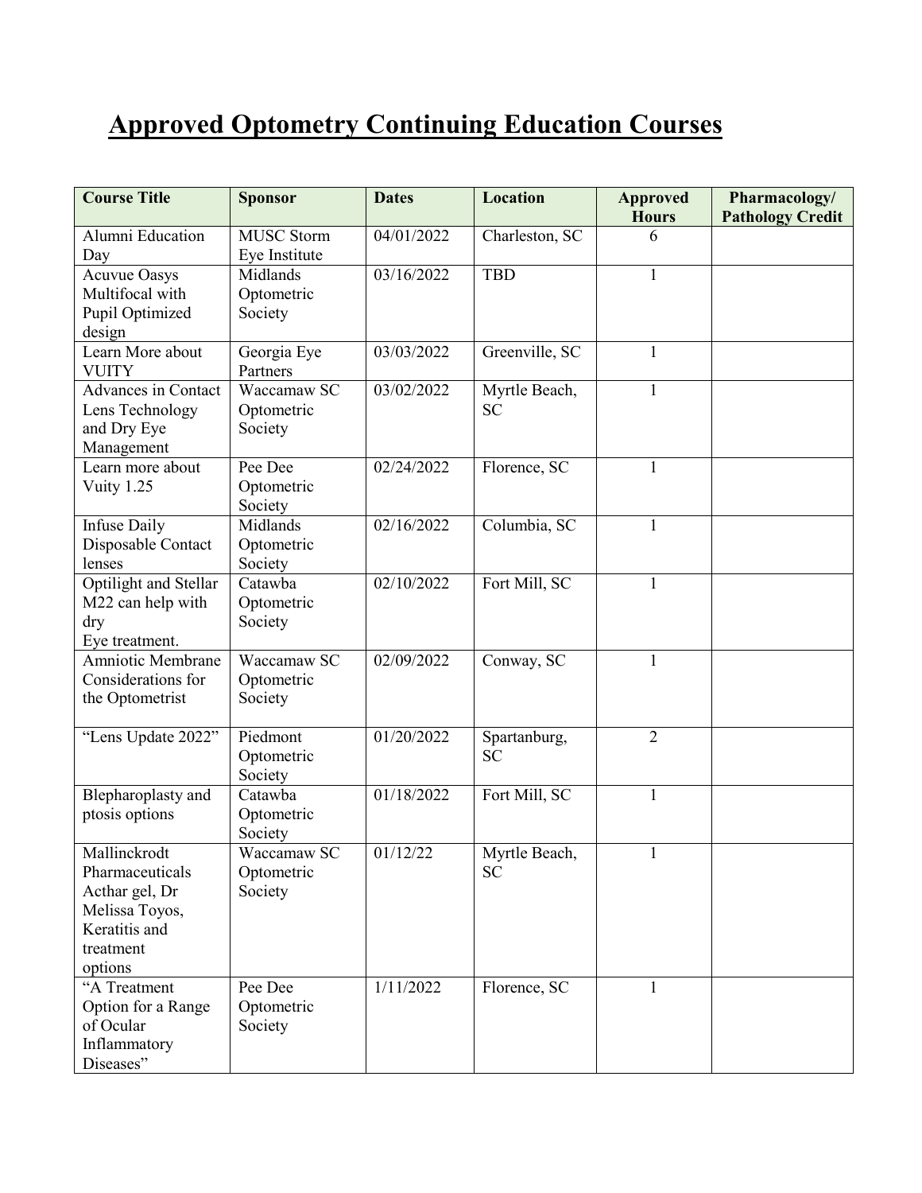# Approved Optometry Continuing Education Courses

| Course Title | Sponsor | Dates | Location | Approved Hours | Pharmacology/ Pathology Credit |
|---|---|---|---|---|---|
| Alumni Education Day | MUSC Storm Eye Institute | 04/01/2022 | Charleston, SC | 6 | |
| Acuvue Oasys Multifocal with Pupil Optimized design | Midlands Optometric Society | 03/16/2022 | TBD | 1 | |
| Learn More about VUITY | Georgia Eye Partners | 03/03/2022 | Greenville, SC | 1 | |
| Advances in Contact Lens Technology and Dry Eye Management | Waccamaw SC Optometric Society | 03/02/2022 | Myrtle Beach, SC | 1 | |
| Learn more about Vuity 1.25 | Pee Dee Optometric Society | 02/24/2022 | Florence, SC | 1 | |
| Infuse Daily Disposable Contact lenses | Midlands Optometric Society | 02/16/2022 | Columbia, SC | 1 | |
| Optilight and Stellar M22 can help with dry Eye treatment. | Catawba Optometric Society | 02/10/2022 | Fort Mill, SC | 1 | |
| Amniotic Membrane Considerations for the Optometrist | Waccamaw SC Optometric Society | 02/09/2022 | Conway, SC | 1 | |
| "Lens Update 2022" | Piedmont Optometric Society | 01/20/2022 | Spartanburg, SC | 2 | |
| Blepharoplasty and ptosis options | Catawba Optometric Society | 01/18/2022 | Fort Mill, SC | 1 | |
| Mallinckrodt Pharmaceuticals Acthar gel, Dr Melissa Toyos, Keratitis and treatment options | Waccamaw SC Optometric Society | 01/12/22 | Myrtle Beach, SC | 1 | |
| "A Treatment Option for a Range of Ocular Inflammatory Diseases" | Pee Dee Optometric Society | 1/11/2022 | Florence, SC | 1 | |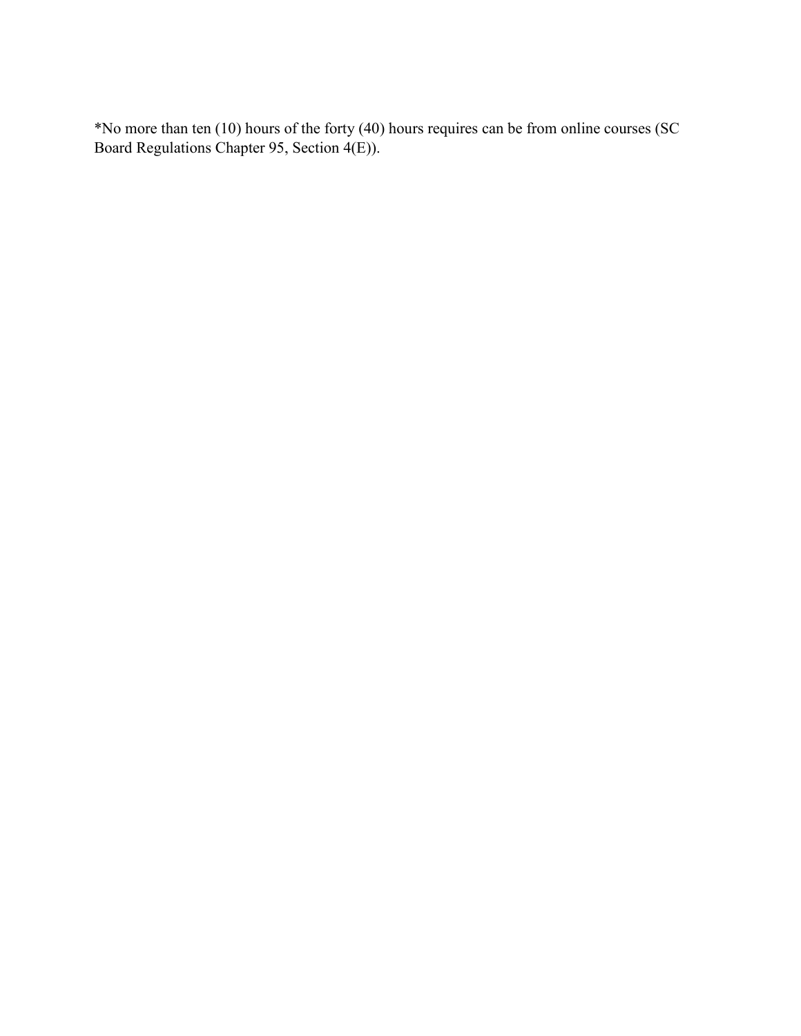*No more than ten (10) hours of the forty (40) hours requires can be from online courses (SC Board Regulations Chapter 95, Section 4(E)).